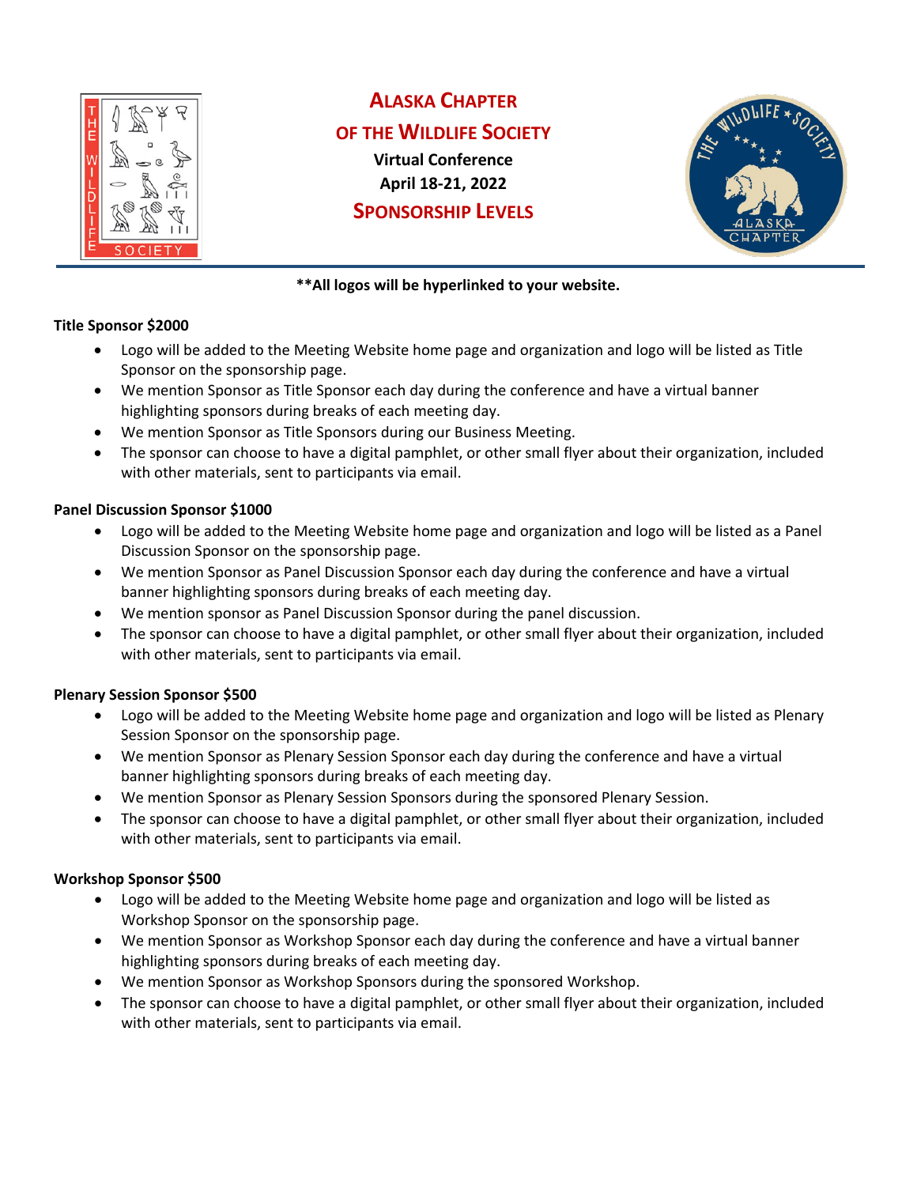# Alaska Chapter of the Wildlife Society

**Virtual Conference**

**April 18-21, 2022**

## Sponsorship Levels

****All logos will be hyperlinked to your website.**

**Title Sponsor $2000**

- Logo will be added to the Meeting Website home page and organization and logo will be listed as Title Sponsor on the sponsorship page.
- We mention Sponsor as Title Sponsor each day during the conference and have a virtual banner highlighting sponsors during breaks of each meeting day.
- We mention Sponsor as Title Sponsors during our Business Meeting.
- The sponsor can choose to have a digital pamphlet, or other small flyer about their organization, included with other materials, sent to participants via email.

**Panel Discussion Sponsor $1000**

- Logo will be added to the Meeting Website home page and organization and logo will be listed as a Panel Discussion Sponsor on the sponsorship page.
- We mention Sponsor as Panel Discussion Sponsor each day during the conference and have a virtual banner highlighting sponsors during breaks of each meeting day.
- We mention sponsor as Panel Discussion Sponsor during the panel discussion.
- The sponsor can choose to have a digital pamphlet, or other small flyer about their organization, included with other materials, sent to participants via email.

**Plenary Session Sponsor $500**

- Logo will be added to the Meeting Website home page and organization and logo will be listed as Plenary Session Sponsor on the sponsorship page.
- We mention Sponsor as Plenary Session Sponsor each day during the conference and have a virtual banner highlighting sponsors during breaks of each meeting day.
- We mention Sponsor as Plenary Session Sponsors during the sponsored Plenary Session.
- The sponsor can choose to have a digital pamphlet, or other small flyer about their organization, included with other materials, sent to participants via email.

**Workshop Sponsor $500**

- Logo will be added to the Meeting Website home page and organization and logo will be listed as Workshop Sponsor on the sponsorship page.
- We mention Sponsor as Workshop Sponsor each day during the conference and have a virtual banner highlighting sponsors during breaks of each meeting day.
- We mention Sponsor as Workshop Sponsors during the sponsored Workshop.
- The sponsor can choose to have a digital pamphlet, or other small flyer about their organization, included with other materials, sent to participants via email.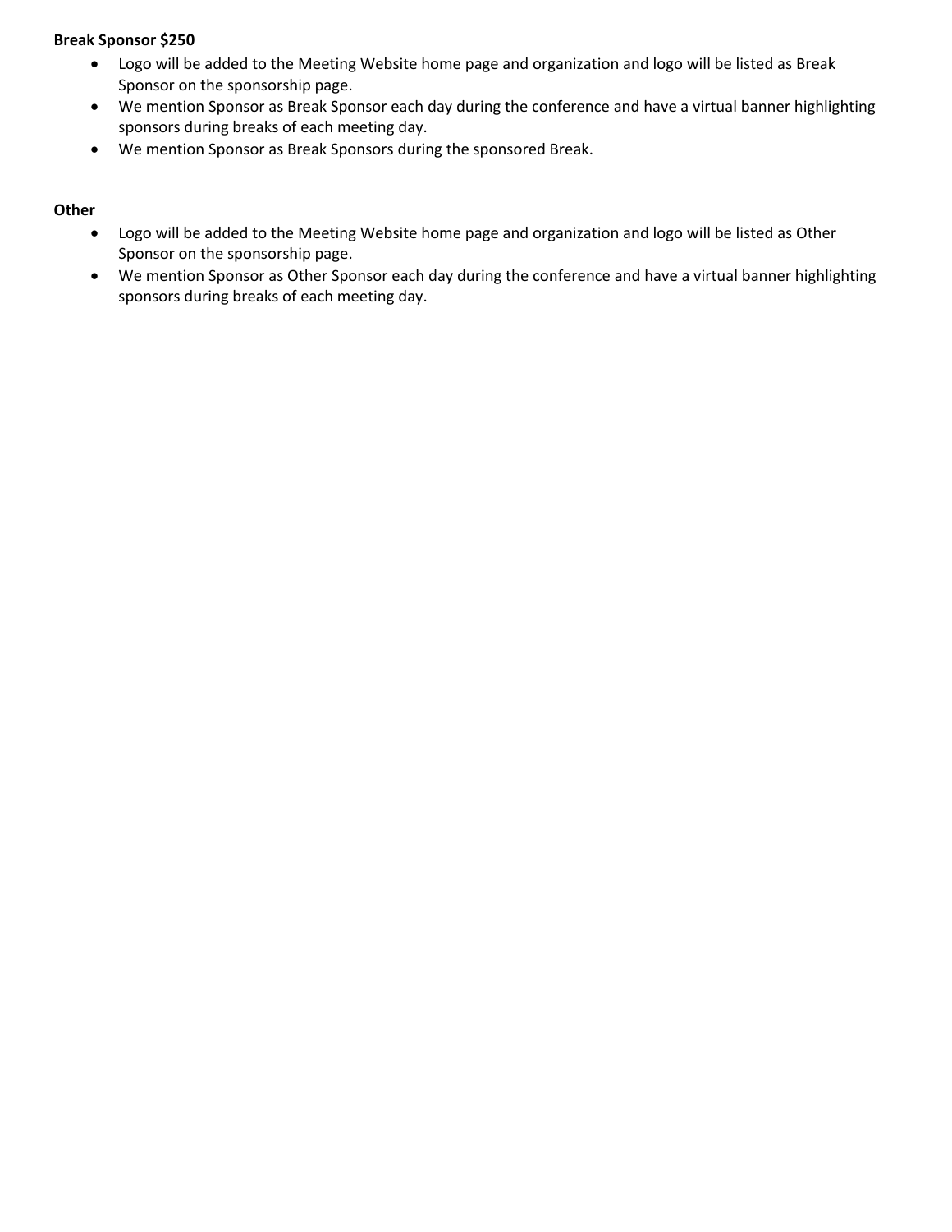**Break Sponsor $250**

- Logo will be added to the Meeting Website home page and organization and logo will be listed as Break Sponsor on the sponsorship page.
- We mention Sponsor as Break Sponsor each day during the conference and have a virtual banner highlighting sponsors during breaks of each meeting day.
- We mention Sponsor as Break Sponsors during the sponsored Break.

**Other**

- Logo will be added to the Meeting Website home page and organization and logo will be listed as Other Sponsor on the sponsorship page.
- We mention Sponsor as Other Sponsor each day during the conference and have a virtual banner highlighting sponsors during breaks of each meeting day.